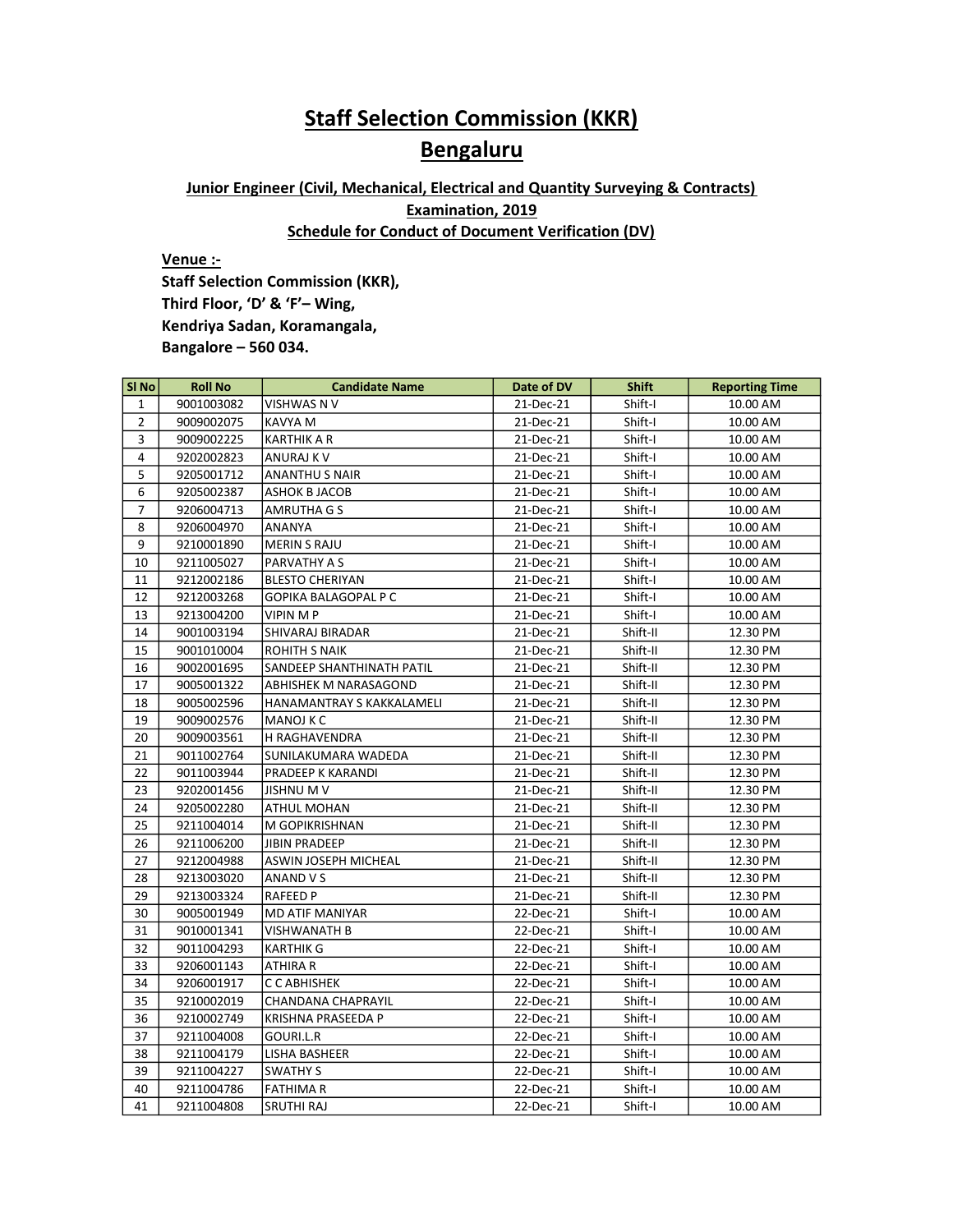# Staff Selection Commission (KKR)

# Bengaluru

### Junior Engineer (Civil, Mechanical, Electrical and Quantity Surveying & Contracts) Examination, 2019

### Schedule for Conduct of Document Verification (DV)

**Venue :-**

**Staff Selection Commission (KKR),**
**Third Floor, 'D' & 'F'– Wing,**
**Kendriya Sadan, Koramangala,**
**Bangalore – 560 034.**

| Sl No | Roll No | Candidate Name | Date of DV | Shift | Reporting Time |
|---|---|---|---|---|---|
| 1 | 9001003082 | VISHWAS N V | 21-Dec-21 | Shift-I | 10.00 AM |
| 2 | 9009002075 | KAVYA M | 21-Dec-21 | Shift-I | 10.00 AM |
| 3 | 9009002225 | KARTHIK A R | 21-Dec-21 | Shift-I | 10.00 AM |
| 4 | 9202002823 | ANURAJ K V | 21-Dec-21 | Shift-I | 10.00 AM |
| 5 | 9205001712 | ANANTHU S NAIR | 21-Dec-21 | Shift-I | 10.00 AM |
| 6 | 9205002387 | ASHOK B JACOB | 21-Dec-21 | Shift-I | 10.00 AM |
| 7 | 9206004713 | AMRUTHA G S | 21-Dec-21 | Shift-I | 10.00 AM |
| 8 | 9206004970 | ANANYA | 21-Dec-21 | Shift-I | 10.00 AM |
| 9 | 9210001890 | MERIN S RAJU | 21-Dec-21 | Shift-I | 10.00 AM |
| 10 | 9211005027 | PARVATHY A S | 21-Dec-21 | Shift-I | 10.00 AM |
| 11 | 9212002186 | BLESTO CHERIYAN | 21-Dec-21 | Shift-I | 10.00 AM |
| 12 | 9212003268 | GOPIKA BALAGOPAL P C | 21-Dec-21 | Shift-I | 10.00 AM |
| 13 | 9213004200 | VIPIN M P | 21-Dec-21 | Shift-I | 10.00 AM |
| 14 | 9001003194 | SHIVARAJ BIRADAR | 21-Dec-21 | Shift-II | 12.30 PM |
| 15 | 9001010004 | ROHITH S NAIK | 21-Dec-21 | Shift-II | 12.30 PM |
| 16 | 9002001695 | SANDEEP SHANTHINATH PATIL | 21-Dec-21 | Shift-II | 12.30 PM |
| 17 | 9005001322 | ABHISHEK M NARASAGOND | 21-Dec-21 | Shift-II | 12.30 PM |
| 18 | 9005002596 | HANAMANTRAY S KAKKALAMELI | 21-Dec-21 | Shift-II | 12.30 PM |
| 19 | 9009002576 | MANOJ K C | 21-Dec-21 | Shift-II | 12.30 PM |
| 20 | 9009003561 | H RAGHAVENDRA | 21-Dec-21 | Shift-II | 12.30 PM |
| 21 | 9011002764 | SUNILAKUMARA WADEDA | 21-Dec-21 | Shift-II | 12.30 PM |
| 22 | 9011003944 | PRADEEP K KARANDI | 21-Dec-21 | Shift-II | 12.30 PM |
| 23 | 9202001456 | JISHNU M V | 21-Dec-21 | Shift-II | 12.30 PM |
| 24 | 9205002280 | ATHUL MOHAN | 21-Dec-21 | Shift-II | 12.30 PM |
| 25 | 9211004014 | M GOPIKRISHNAN | 21-Dec-21 | Shift-II | 12.30 PM |
| 26 | 9211006200 | JIBIN PRADEEP | 21-Dec-21 | Shift-II | 12.30 PM |
| 27 | 9212004988 | ASWIN JOSEPH MICHEAL | 21-Dec-21 | Shift-II | 12.30 PM |
| 28 | 9213003020 | ANAND V S | 21-Dec-21 | Shift-II | 12.30 PM |
| 29 | 9213003324 | RAFEED P | 21-Dec-21 | Shift-II | 12.30 PM |
| 30 | 9005001949 | MD ATIF MANIYAR | 22-Dec-21 | Shift-I | 10.00 AM |
| 31 | 9010001341 | VISHWANATH B | 22-Dec-21 | Shift-I | 10.00 AM |
| 32 | 9011004293 | KARTHIK G | 22-Dec-21 | Shift-I | 10.00 AM |
| 33 | 9206001143 | ATHIRA R | 22-Dec-21 | Shift-I | 10.00 AM |
| 34 | 9206001917 | C C ABHISHEK | 22-Dec-21 | Shift-I | 10.00 AM |
| 35 | 9210002019 | CHANDANA CHAPRAYIL | 22-Dec-21 | Shift-I | 10.00 AM |
| 36 | 9210002749 | KRISHNA PRASEEDA P | 22-Dec-21 | Shift-I | 10.00 AM |
| 37 | 9211004008 | GOURI.L.R | 22-Dec-21 | Shift-I | 10.00 AM |
| 38 | 9211004179 | LISHA BASHEER | 22-Dec-21 | Shift-I | 10.00 AM |
| 39 | 9211004227 | SWATHY S | 22-Dec-21 | Shift-I | 10.00 AM |
| 40 | 9211004786 | FATHIMA R | 22-Dec-21 | Shift-I | 10.00 AM |
| 41 | 9211004808 | SRUTHI RAJ | 22-Dec-21 | Shift-I | 10.00 AM |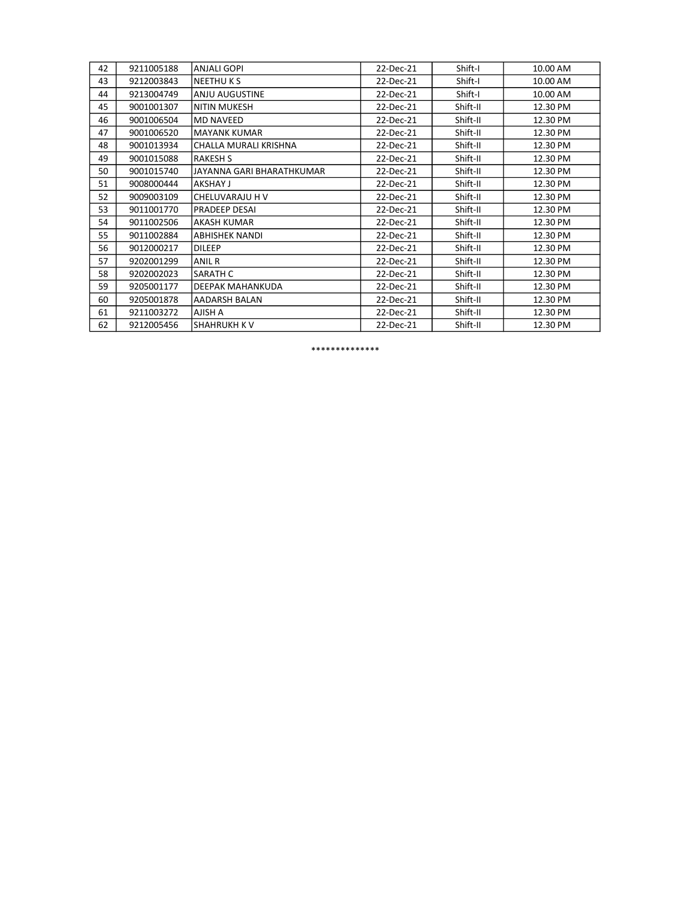| | | | | | |
|---|---|---|---|---|---|
| 42 | 9211005188 | ANJALI GOPI | 22-Dec-21 | Shift-I | 10.00 AM |
| 43 | 9212003843 | NEETHU K S | 22-Dec-21 | Shift-I | 10.00 AM |
| 44 | 9213004749 | ANJU AUGUSTINE | 22-Dec-21 | Shift-I | 10.00 AM |
| 45 | 9001001307 | NITIN MUKESH | 22-Dec-21 | Shift-II | 12.30 PM |
| 46 | 9001006504 | MD NAVEED | 22-Dec-21 | Shift-II | 12.30 PM |
| 47 | 9001006520 | MAYANK KUMAR | 22-Dec-21 | Shift-II | 12.30 PM |
| 48 | 9001013934 | CHALLA MURALI KRISHNA | 22-Dec-21 | Shift-II | 12.30 PM |
| 49 | 9001015088 | RAKESH S | 22-Dec-21 | Shift-II | 12.30 PM |
| 50 | 9001015740 | JAYANNA GARI BHARATHKUMAR | 22-Dec-21 | Shift-II | 12.30 PM |
| 51 | 9008000444 | AKSHAY J | 22-Dec-21 | Shift-II | 12.30 PM |
| 52 | 9009003109 | CHELUVARAJU H V | 22-Dec-21 | Shift-II | 12.30 PM |
| 53 | 9011001770 | PRADEEP DESAI | 22-Dec-21 | Shift-II | 12.30 PM |
| 54 | 9011002506 | AKASH KUMAR | 22-Dec-21 | Shift-II | 12.30 PM |
| 55 | 9011002884 | ABHISHEK NANDI | 22-Dec-21 | Shift-II | 12.30 PM |
| 56 | 9012000217 | DILEEP | 22-Dec-21 | Shift-II | 12.30 PM |
| 57 | 9202001299 | ANIL R | 22-Dec-21 | Shift-II | 12.30 PM |
| 58 | 9202002023 | SARATH C | 22-Dec-21 | Shift-II | 12.30 PM |
| 59 | 9205001177 | DEEPAK MAHANKUDA | 22-Dec-21 | Shift-II | 12.30 PM |
| 60 | 9205001878 | AADARSH BALAN | 22-Dec-21 | Shift-II | 12.30 PM |
| 61 | 9211003272 | AJISH A | 22-Dec-21 | Shift-II | 12.30 PM |
| 62 | 9212005456 | SHAHRUKH K V | 22-Dec-21 | Shift-II | 12.30 PM |

**************